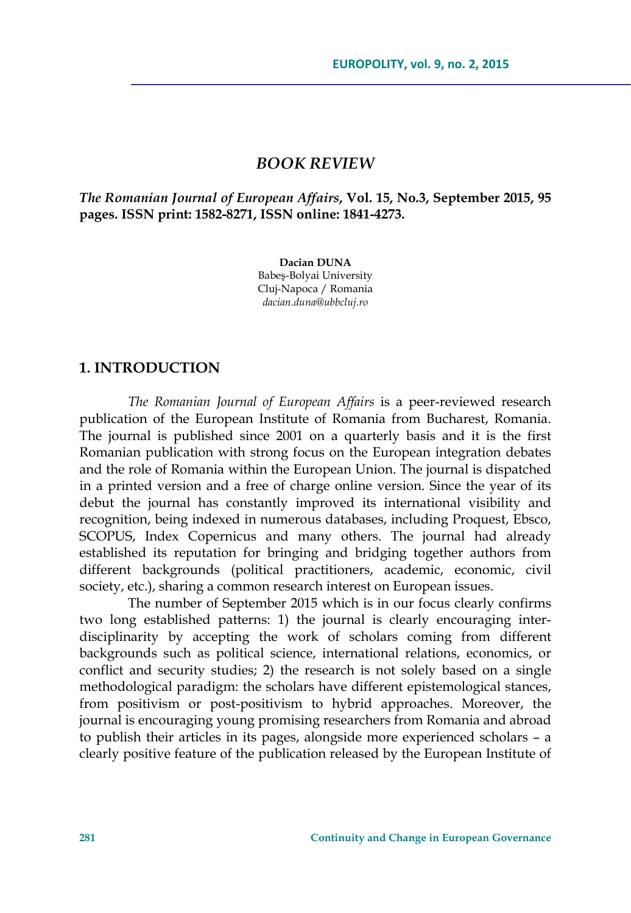## *BOOK REVIEW*

***The Romanian Journal of European Affairs*, Vol. 15, No.3, September 2015, 95 pages. ISSN print: 1582-8271, ISSN online: 1841-4273.**

**Dacian DUNA**
Babeș-Bolyai University
Cluj-Napoca / Romania
*dacian.duna@ubbcluj.ro*

## 1. INTRODUCTION

*The Romanian Journal of European Affairs* is a peer-reviewed research publication of the European Institute of Romania from Bucharest, Romania. The journal is published since 2001 on a quarterly basis and it is the first Romanian publication with strong focus on the European integration debates and the role of Romania within the European Union. The journal is dispatched in a printed version and a free of charge online version. Since the year of its debut the journal has constantly improved its international visibility and recognition, being indexed in numerous databases, including Proquest, Ebsco, SCOPUS, Index Copernicus and many others. The journal had already established its reputation for bringing and bridging together authors from different backgrounds (political practitioners, academic, economic, civil society, etc.), sharing a common research interest on European issues.

The number of September 2015 which is in our focus clearly confirms two long established patterns: 1) the journal is clearly encouraging inter-disciplinarity by accepting the work of scholars coming from different backgrounds such as political science, international relations, economics, or conflict and security studies; 2) the research is not solely based on a single methodological paradigm: the scholars have different epistemological stances, from positivism or post-positivism to hybrid approaches. Moreover, the journal is encouraging young promising researchers from Romania and abroad to publish their articles in its pages, alongside more experienced scholars – a clearly positive feature of the publication released by the European Institute of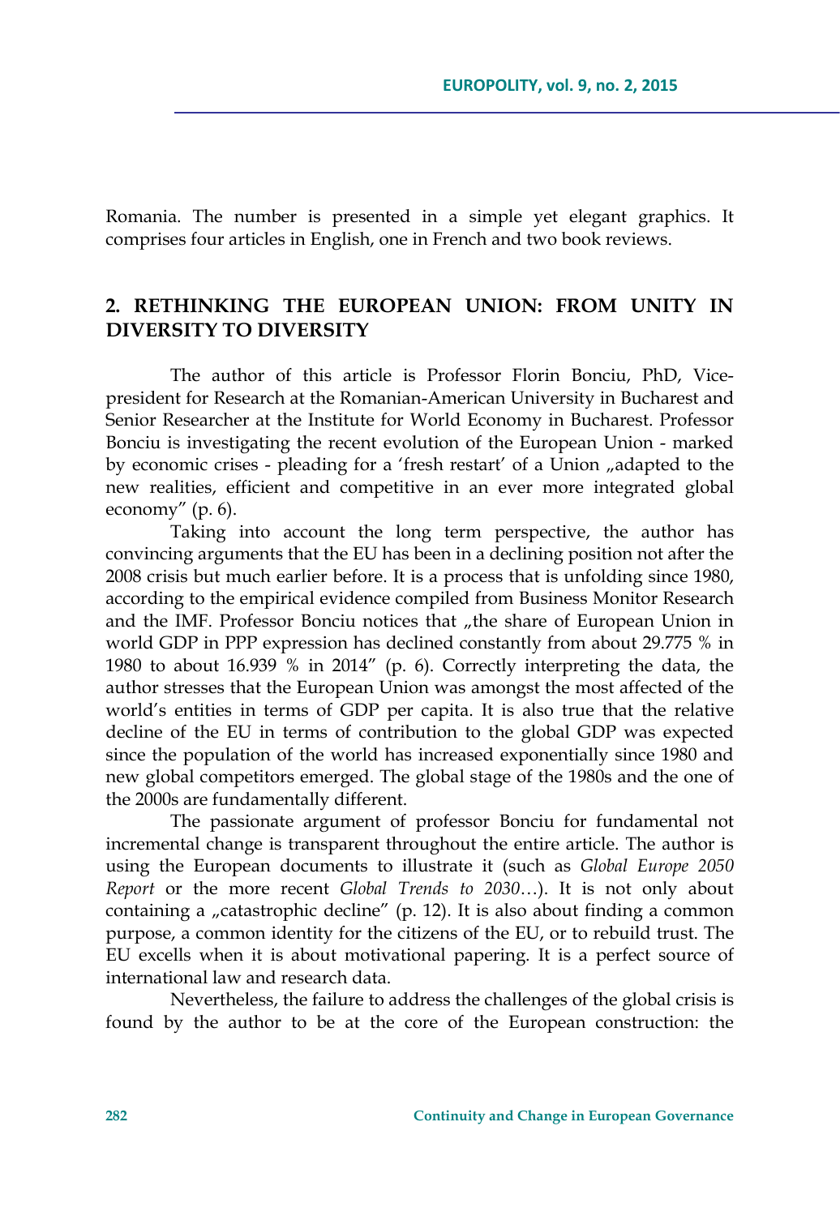Romania. The number is presented in a simple yet elegant graphics. It comprises four articles in English, one in French and two book reviews.

## 2. RETHINKING THE EUROPEAN UNION: FROM UNITY IN DIVERSITY TO DIVERSITY

The author of this article is Professor Florin Bonciu, PhD, Vice-president for Research at the Romanian-American University in Bucharest and Senior Researcher at the Institute for World Economy in Bucharest. Professor Bonciu is investigating the recent evolution of the European Union - marked by economic crises - pleading for a 'fresh restart' of a Union „adapted to the new realities, efficient and competitive in an ever more integrated global economy" (p. 6).

Taking into account the long term perspective, the author has convincing arguments that the EU has been in a declining position not after the 2008 crisis but much earlier before. It is a process that is unfolding since 1980, according to the empirical evidence compiled from Business Monitor Research and the IMF. Professor Bonciu notices that „the share of European Union in world GDP in PPP expression has declined constantly from about 29.775 % in 1980 to about 16.939 % in 2014" (p. 6). Correctly interpreting the data, the author stresses that the European Union was amongst the most affected of the world's entities in terms of GDP per capita. It is also true that the relative decline of the EU in terms of contribution to the global GDP was expected since the population of the world has increased exponentially since 1980 and new global competitors emerged. The global stage of the 1980s and the one of the 2000s are fundamentally different.

The passionate argument of professor Bonciu for fundamental not incremental change is transparent throughout the entire article. The author is using the European documents to illustrate it (such as *Global Europe 2050 Report* or the more recent *Global Trends to 2030*…). It is not only about containing a „catastrophic decline" (p. 12). It is also about finding a common purpose, a common identity for the citizens of the EU, or to rebuild trust. The EU excells when it is about motivational papering. It is a perfect source of international law and research data.

Nevertheless, the failure to address the challenges of the global crisis is found by the author to be at the core of the European construction: the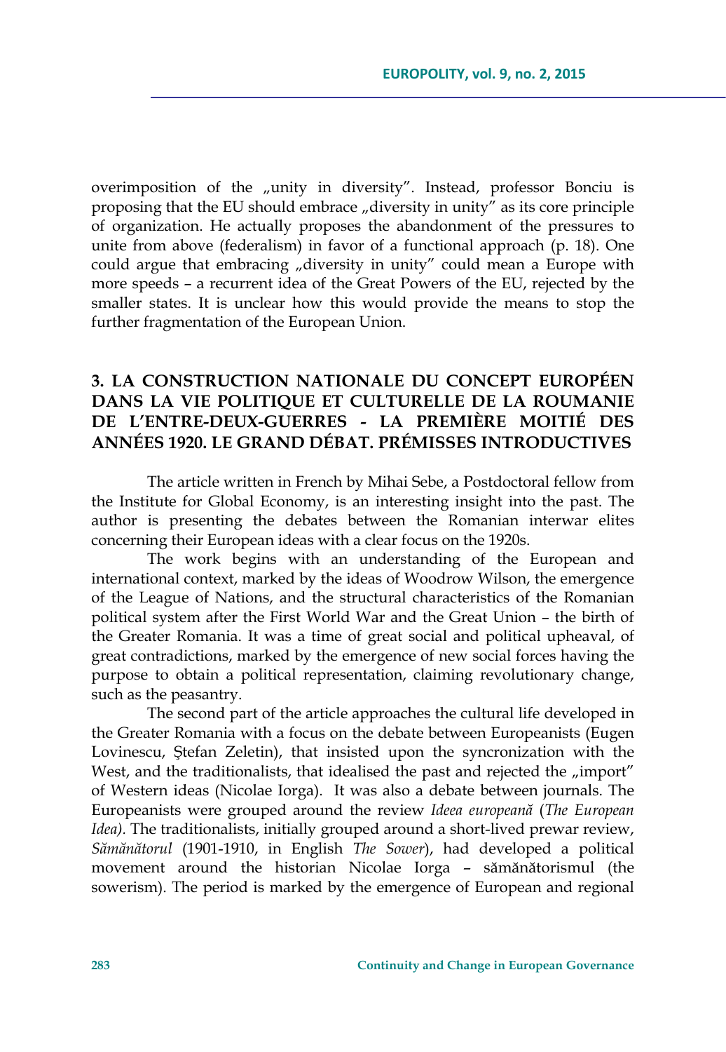overimposition of the „unity in diversity". Instead, professor Bonciu is proposing that the EU should embrace „diversity in unity" as its core principle of organization. He actually proposes the abandonment of the pressures to unite from above (federalism) in favor of a functional approach (p. 18). One could argue that embracing „diversity in unity" could mean a Europe with more speeds – a recurrent idea of the Great Powers of the EU, rejected by the smaller states. It is unclear how this would provide the means to stop the further fragmentation of the European Union.

## 3. LA CONSTRUCTION NATIONALE DU CONCEPT EUROPÉEN DANS LA VIE POLITIQUE ET CULTURELLE DE LA ROUMANIE DE L'ENTRE-DEUX-GUERRES - LA PREMIÈRE MOITIÉ DES ANNÉES 1920. LE GRAND DÉBAT. PRÉMISSES INTRODUCTIVES

The article written in French by Mihai Sebe, a Postdoctoral fellow from the Institute for Global Economy, is an interesting insight into the past. The author is presenting the debates between the Romanian interwar elites concerning their European ideas with a clear focus on the 1920s.

The work begins with an understanding of the European and international context, marked by the ideas of Woodrow Wilson, the emergence of the League of Nations, and the structural characteristics of the Romanian political system after the First World War and the Great Union – the birth of the Greater Romania. It was a time of great social and political upheaval, of great contradictions, marked by the emergence of new social forces having the purpose to obtain a political representation, claiming revolutionary change, such as the peasantry.

The second part of the article approaches the cultural life developed in the Greater Romania with a focus on the debate between Europeanists (Eugen Lovinescu, Ştefan Zeletin), that insisted upon the syncronization with the West, and the traditionalists, that idealised the past and rejected the „import" of Western ideas (Nicolae Iorga). It was also a debate between journals. The Europeanists were grouped around the review *Ideea europeană* (*The European Idea).* The traditionalists, initially grouped around a short-lived prewar review, *Sămănătorul* (1901-1910, in English *The Sower*), had developed a political movement around the historian Nicolae Iorga – sămănătorismul (the sowerism). The period is marked by the emergence of European and regional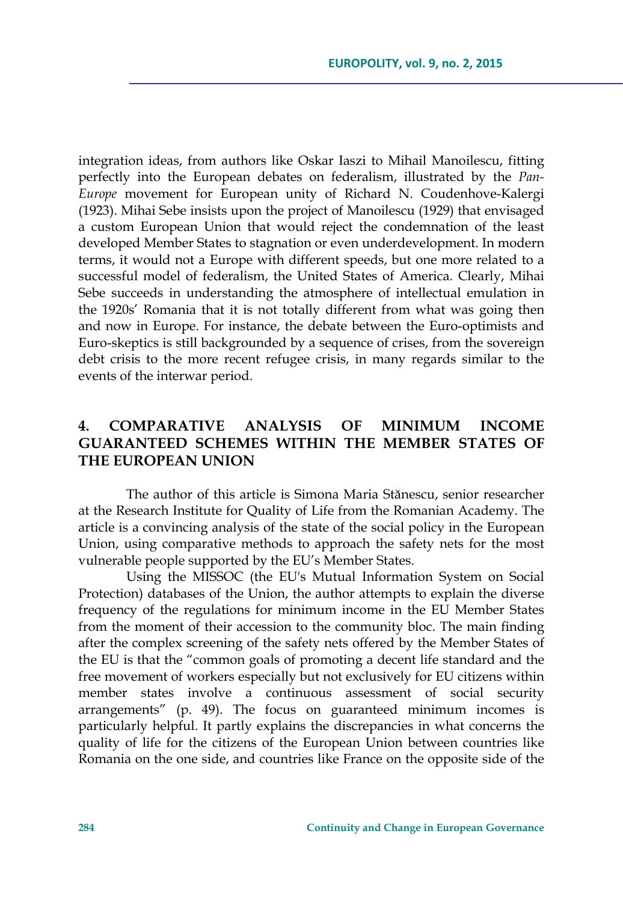integration ideas, from authors like Oskar Iaszi to Mihail Manoilescu, fitting perfectly into the European debates on federalism, illustrated by the *Pan-Europe* movement for European unity of Richard N. Coudenhove-Kalergi (1923). Mihai Sebe insists upon the project of Manoilescu (1929) that envisaged a custom European Union that would reject the condemnation of the least developed Member States to stagnation or even underdevelopment. In modern terms, it would not a Europe with different speeds, but one more related to a successful model of federalism, the United States of America. Clearly, Mihai Sebe succeeds in understanding the atmosphere of intellectual emulation in the 1920s' Romania that it is not totally different from what was going then and now in Europe. For instance, the debate between the Euro-optimists and Euro-skeptics is still backgrounded by a sequence of crises, from the sovereign debt crisis to the more recent refugee crisis, in many regards similar to the events of the interwar period.

## 4. COMPARATIVE ANALYSIS OF MINIMUM INCOME GUARANTEED SCHEMES WITHIN THE MEMBER STATES OF THE EUROPEAN UNION

The author of this article is Simona Maria Stănescu, senior researcher at the Research Institute for Quality of Life from the Romanian Academy. The article is a convincing analysis of the state of the social policy in the European Union, using comparative methods to approach the safety nets for the most vulnerable people supported by the EU's Member States.

Using the MISSOC (the EU's Mutual Information System on Social Protection) databases of the Union, the author attempts to explain the diverse frequency of the regulations for minimum income in the EU Member States from the moment of their accession to the community bloc. The main finding after the complex screening of the safety nets offered by the Member States of the EU is that the "common goals of promoting a decent life standard and the free movement of workers especially but not exclusively for EU citizens within member states involve a continuous assessment of social security arrangements" (p. 49). The focus on guaranteed minimum incomes is particularly helpful. It partly explains the discrepancies in what concerns the quality of life for the citizens of the European Union between countries like Romania on the one side, and countries like France on the opposite side of the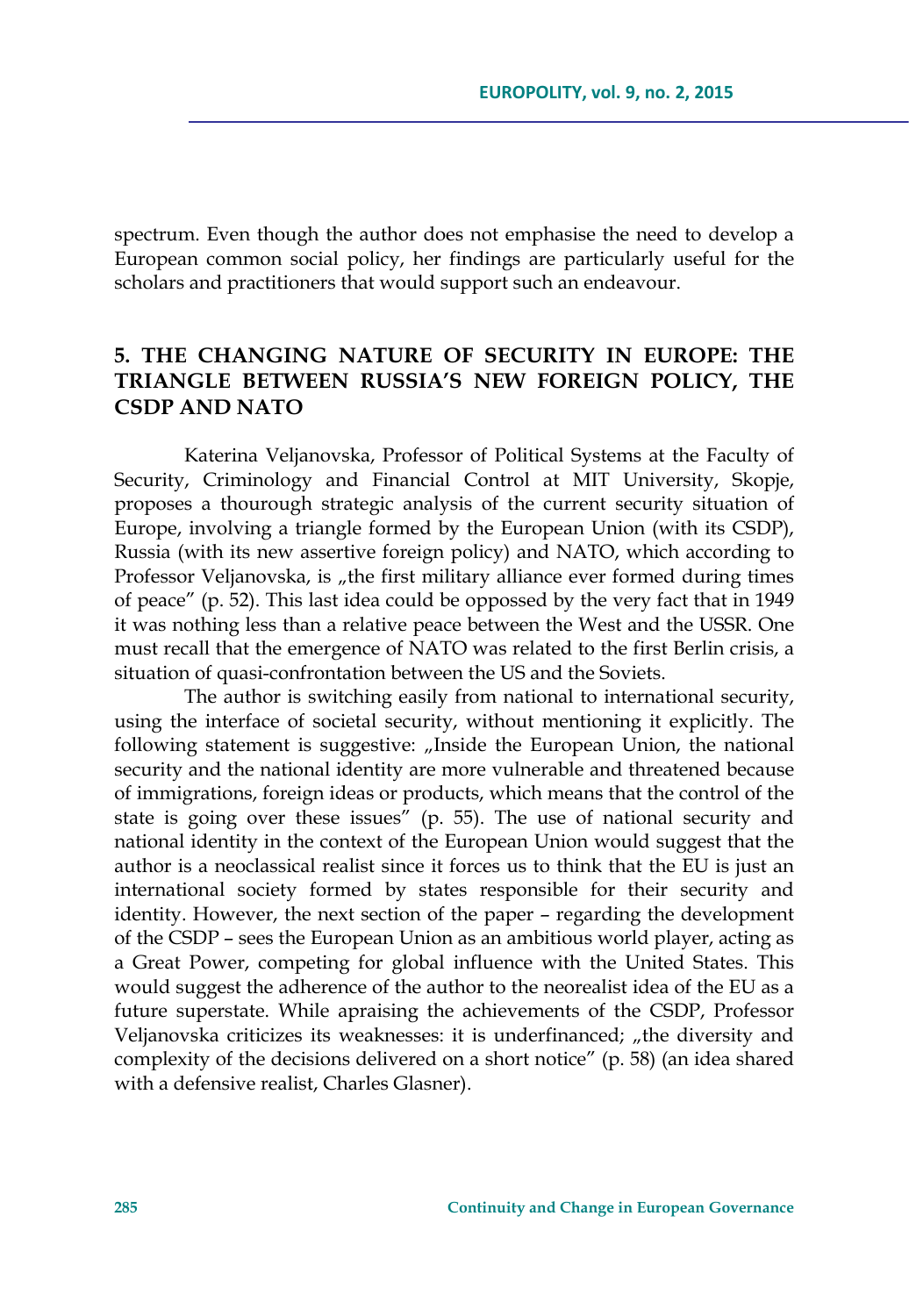spectrum. Even though the author does not emphasise the need to develop a European common social policy, her findings are particularly useful for the scholars and practitioners that would support such an endeavour.

## 5. THE CHANGING NATURE OF SECURITY IN EUROPE: THE TRIANGLE BETWEEN RUSSIA'S NEW FOREIGN POLICY, THE CSDP AND NATO

Katerina Veljanovska, Professor of Political Systems at the Faculty of Security, Criminology and Financial Control at MIT University, Skopje, proposes a thourough strategic analysis of the current security situation of Europe, involving a triangle formed by the European Union (with its CSDP), Russia (with its new assertive foreign policy) and NATO, which according to Professor Veljanovska, is „the first military alliance ever formed during times of peace" (p. 52). This last idea could be oppossed by the very fact that in 1949 it was nothing less than a relative peace between the West and the USSR. One must recall that the emergence of NATO was related to the first Berlin crisis, a situation of quasi-confrontation between the US and the Soviets.

The author is switching easily from national to international security, using the interface of societal security, without mentioning it explicitly. The following statement is suggestive: „Inside the European Union, the national security and the national identity are more vulnerable and threatened because of immigrations, foreign ideas or products, which means that the control of the state is going over these issues" (p. 55). The use of national security and national identity in the context of the European Union would suggest that the author is a neoclassical realist since it forces us to think that the EU is just an international society formed by states responsible for their security and identity. However, the next section of the paper – regarding the development of the CSDP – sees the European Union as an ambitious world player, acting as a Great Power, competing for global influence with the United States. This would suggest the adherence of the author to the neorealist idea of the EU as a future superstate. While apraising the achievements of the CSDP, Professor Veljanovska criticizes its weaknesses: it is underfinanced; „the diversity and complexity of the decisions delivered on a short notice" (p. 58) (an idea shared with a defensive realist, Charles Glasner).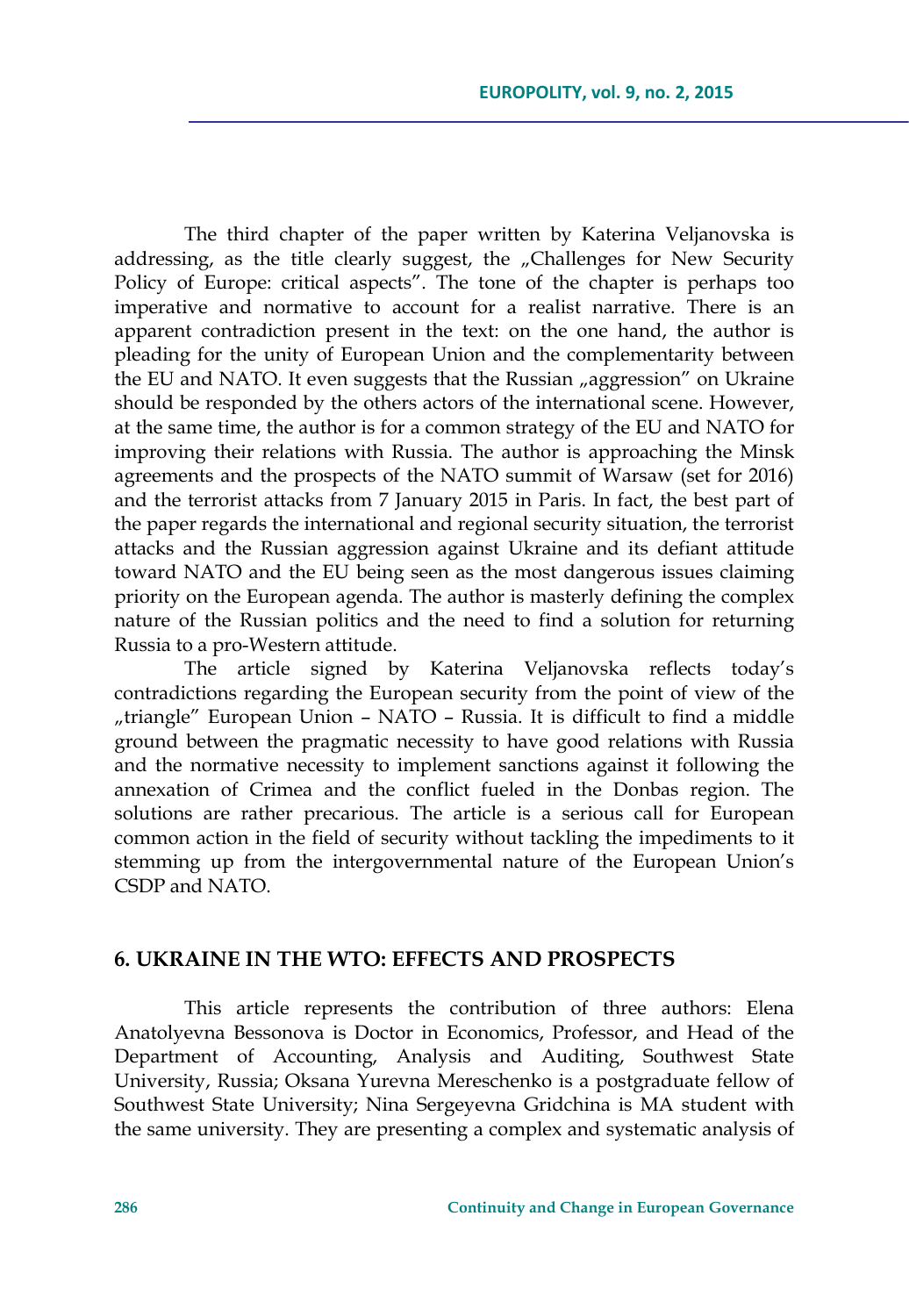The third chapter of the paper written by Katerina Veljanovska is addressing, as the title clearly suggest, the „Challenges for New Security Policy of Europe: critical aspects". The tone of the chapter is perhaps too imperative and normative to account for a realist narrative. There is an apparent contradiction present in the text: on the one hand, the author is pleading for the unity of European Union and the complementarity between the EU and NATO. It even suggests that the Russian „aggression" on Ukraine should be responded by the others actors of the international scene. However, at the same time, the author is for a common strategy of the EU and NATO for improving their relations with Russia. The author is approaching the Minsk agreements and the prospects of the NATO summit of Warsaw (set for 2016) and the terrorist attacks from 7 January 2015 in Paris. In fact, the best part of the paper regards the international and regional security situation, the terrorist attacks and the Russian aggression against Ukraine and its defiant attitude toward NATO and the EU being seen as the most dangerous issues claiming priority on the European agenda. The author is masterly defining the complex nature of the Russian politics and the need to find a solution for returning Russia to a pro-Western attitude.

The article signed by Katerina Veljanovska reflects today's contradictions regarding the European security from the point of view of the „triangle" European Union – NATO – Russia. It is difficult to find a middle ground between the pragmatic necessity to have good relations with Russia and the normative necessity to implement sanctions against it following the annexation of Crimea and the conflict fueled in the Donbas region. The solutions are rather precarious. The article is a serious call for European common action in the field of security without tackling the impediments to it stemming up from the intergovernmental nature of the European Union's CSDP and NATO.

## 6. UKRAINE IN THE WTO: EFFECTS AND PROSPECTS

This article represents the contribution of three authors: Elena Anatolyevna Bessonova is Doctor in Economics, Professor, and Head of the Department of Accounting, Analysis and Auditing, Southwest State University, Russia; Oksana Yurevna Mereschenko is a postgraduate fellow of Southwest State University; Nina Sergeyevna Gridchina is MA student with the same university. They are presenting a complex and systematic analysis of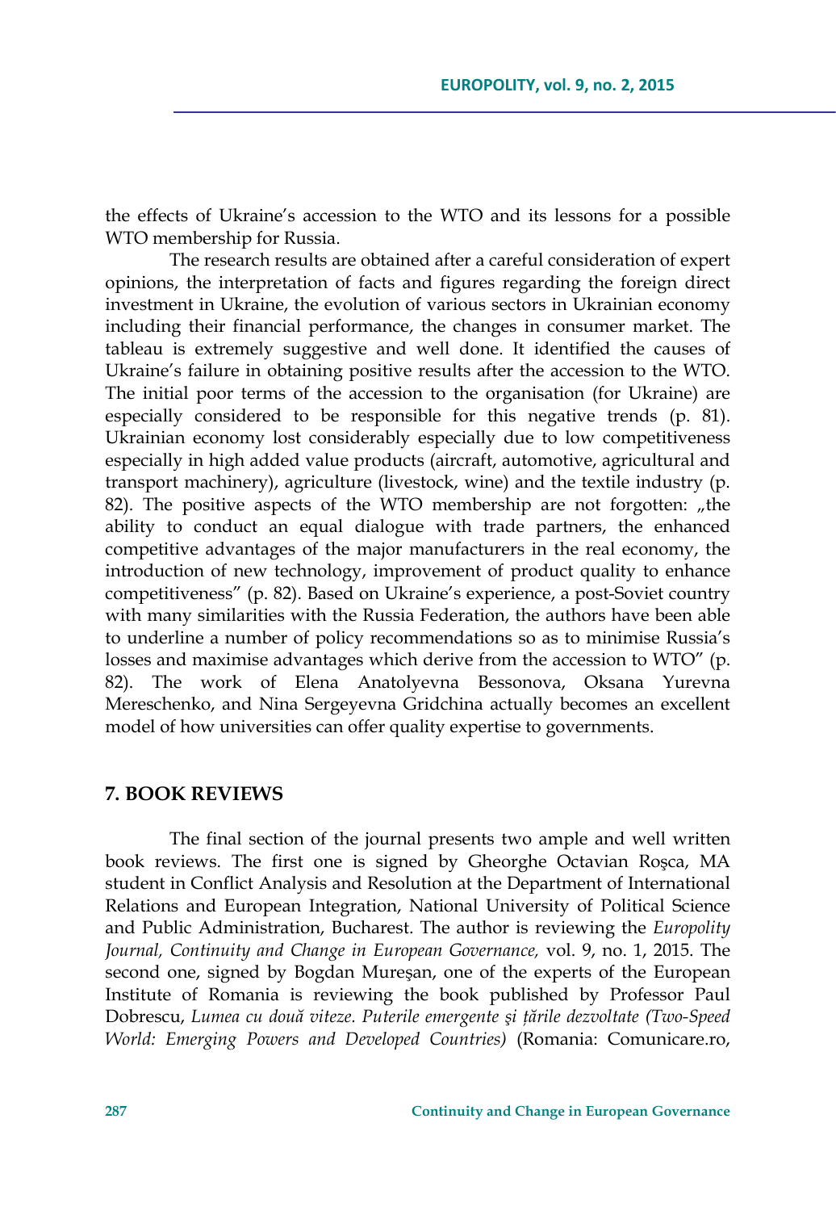the effects of Ukraine's accession to the WTO and its lessons for a possible WTO membership for Russia.

The research results are obtained after a careful consideration of expert opinions, the interpretation of facts and figures regarding the foreign direct investment in Ukraine, the evolution of various sectors in Ukrainian economy including their financial performance, the changes in consumer market. The tableau is extremely suggestive and well done. It identified the causes of Ukraine's failure in obtaining positive results after the accession to the WTO. The initial poor terms of the accession to the organisation (for Ukraine) are especially considered to be responsible for this negative trends (p. 81). Ukrainian economy lost considerably especially due to low competitiveness especially in high added value products (aircraft, automotive, agricultural and transport machinery), agriculture (livestock, wine) and the textile industry (p. 82). The positive aspects of the WTO membership are not forgotten: „the ability to conduct an equal dialogue with trade partners, the enhanced competitive advantages of the major manufacturers in the real economy, the introduction of new technology, improvement of product quality to enhance competitiveness" (p. 82). Based on Ukraine's experience, a post-Soviet country with many similarities with the Russia Federation, the authors have been able to underline a number of policy recommendations so as to minimise Russia's losses and maximise advantages which derive from the accession to WTO" (p. 82). The work of Elena Anatolyevna Bessonova, Oksana Yurevna Mereschenko, and Nina Sergeyevna Gridchina actually becomes an excellent model of how universities can offer quality expertise to governments.

## 7. BOOK REVIEWS

The final section of the journal presents two ample and well written book reviews. The first one is signed by Gheorghe Octavian Roşca, MA student in Conflict Analysis and Resolution at the Department of International Relations and European Integration, National University of Political Science and Public Administration, Bucharest. The author is reviewing the *Europolity Journal, Continuity and Change in European Governance,* vol. 9, no. 1, 2015. The second one, signed by Bogdan Mureșan, one of the experts of the European Institute of Romania is reviewing the book published by Professor Paul Dobrescu, *Lumea cu două viteze. Puterile emergente şi țările dezvoltate (Two-Speed World: Emerging Powers and Developed Countries)* (Romania: Comunicare.ro,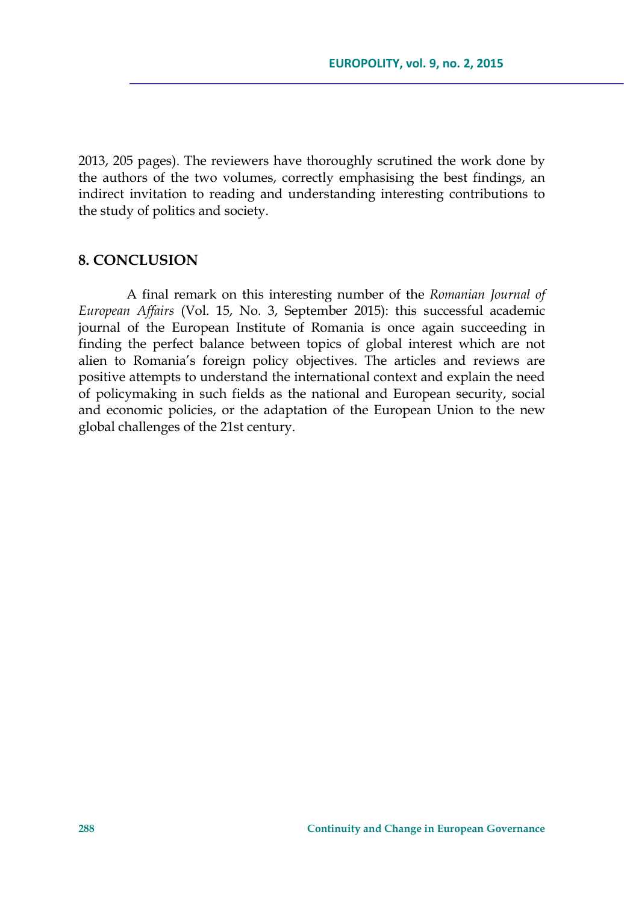2013, 205 pages). The reviewers have thoroughly scrutined the work done by the authors of the two volumes, correctly emphasising the best findings, an indirect invitation to reading and understanding interesting contributions to the study of politics and society.

## 8. CONCLUSION

A final remark on this interesting number of the *Romanian Journal of European Affairs* (Vol. 15, No. 3, September 2015): this successful academic journal of the European Institute of Romania is once again succeeding in finding the perfect balance between topics of global interest which are not alien to Romania's foreign policy objectives. The articles and reviews are positive attempts to understand the international context and explain the need of policymaking in such fields as the national and European security, social and economic policies, or the adaptation of the European Union to the new global challenges of the 21st century.